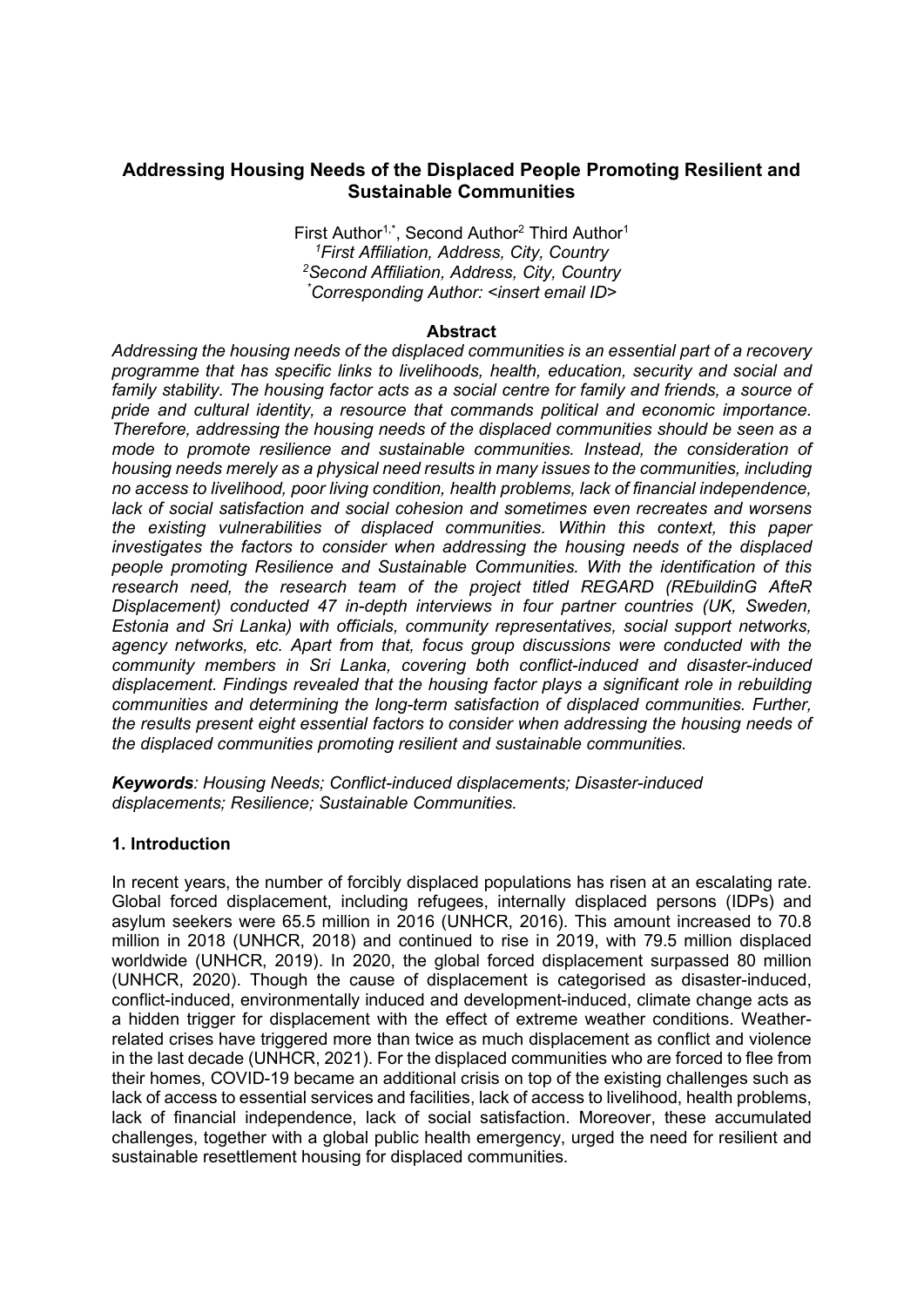# Addressing Housing Needs of the Displaced People Promoting Resilient and Sustainable Communities

First Author[1,*], Second Author[2] Third Author[1]

*[1]First Affiliation, Address, City, Country*

*[2]Second Affiliation, Address, City, Country*

*[*]Corresponding Author: <insert email ID>*

**Abstract**

*Addressing the housing needs of the displaced communities is an essential part of a recovery programme that has specific links to livelihoods, health, education, security and social and family stability. The housing factor acts as a social centre for family and friends, a source of pride and cultural identity, a resource that commands political and economic importance. Therefore, addressing the housing needs of the displaced communities should be seen as a mode to promote resilience and sustainable communities. Instead, the consideration of housing needs merely as a physical need results in many issues to the communities, including no access to livelihood, poor living condition, health problems, lack of financial independence, lack of social satisfaction and social cohesion and sometimes even recreates and worsens the existing vulnerabilities of displaced communities. Within this context, this paper investigates the factors to consider when addressing the housing needs of the displaced people promoting Resilience and Sustainable Communities. With the identification of this research need, the research team of the project titled REGARD (REbuildinG AfteR Displacement) conducted 47 in-depth interviews in four partner countries (UK, Sweden, Estonia and Sri Lanka) with officials, community representatives, social support networks, agency networks, etc. Apart from that, focus group discussions were conducted with the community members in Sri Lanka, covering both conflict-induced and disaster-induced displacement. Findings revealed that the housing factor plays a significant role in rebuilding communities and determining the long-term satisfaction of displaced communities. Further, the results present eight essential factors to consider when addressing the housing needs of the displaced communities promoting resilient and sustainable communities.*

***Keywords****: Housing Needs; Conflict-induced displacements; Disaster-induced displacements; Resilience; Sustainable Communities.*

## 1. Introduction

In recent years, the number of forcibly displaced populations has risen at an escalating rate. Global forced displacement, including refugees, internally displaced persons (IDPs) and asylum seekers were 65.5 million in 2016 (UNHCR, 2016). This amount increased to 70.8 million in 2018 (UNHCR, 2018) and continued to rise in 2019, with 79.5 million displaced worldwide (UNHCR, 2019). In 2020, the global forced displacement surpassed 80 million (UNHCR, 2020). Though the cause of displacement is categorised as disaster-induced, conflict-induced, environmentally induced and development-induced, climate change acts as a hidden trigger for displacement with the effect of extreme weather conditions. Weather-related crises have triggered more than twice as much displacement as conflict and violence in the last decade (UNHCR, 2021). For the displaced communities who are forced to flee from their homes, COVID-19 became an additional crisis on top of the existing challenges such as lack of access to essential services and facilities, lack of access to livelihood, health problems, lack of financial independence, lack of social satisfaction. Moreover, these accumulated challenges, together with a global public health emergency, urged the need for resilient and sustainable resettlement housing for displaced communities.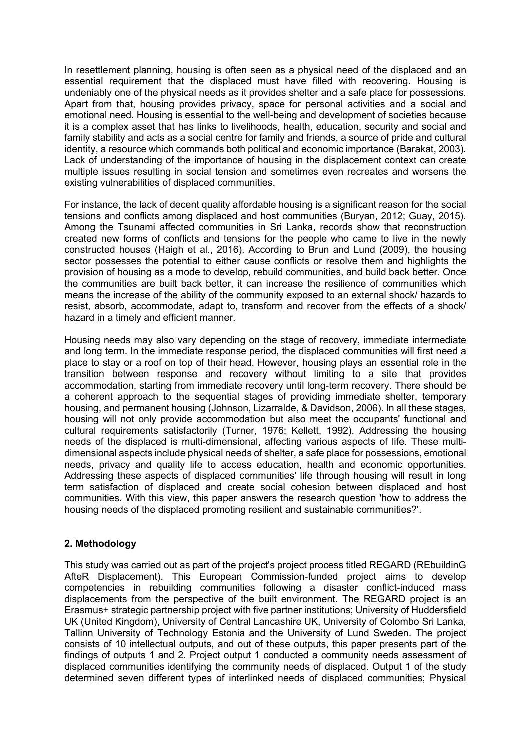In resettlement planning, housing is often seen as a physical need of the displaced and an essential requirement that the displaced must have filled with recovering. Housing is undeniably one of the physical needs as it provides shelter and a safe place for possessions. Apart from that, housing provides privacy, space for personal activities and a social and emotional need. Housing is essential to the well-being and development of societies because it is a complex asset that has links to livelihoods, health, education, security and social and family stability and acts as a social centre for family and friends, a source of pride and cultural identity, a resource which commands both political and economic importance (Barakat, 2003). Lack of understanding of the importance of housing in the displacement context can create multiple issues resulting in social tension and sometimes even recreates and worsens the existing vulnerabilities of displaced communities.

For instance, the lack of decent quality affordable housing is a significant reason for the social tensions and conflicts among displaced and host communities (Buryan, 2012; Guay, 2015). Among the Tsunami affected communities in Sri Lanka, records show that reconstruction created new forms of conflicts and tensions for the people who came to live in the newly constructed houses (Haigh et al., 2016). According to Brun and Lund (2009), the housing sector possesses the potential to either cause conflicts or resolve them and highlights the provision of housing as a mode to develop, rebuild communities, and build back better. Once the communities are built back better, it can increase the resilience of communities which means the increase of the ability of the community exposed to an external shock/ hazards to resist, absorb, accommodate, adapt to, transform and recover from the effects of a shock/ hazard in a timely and efficient manner.

Housing needs may also vary depending on the stage of recovery, immediate intermediate and long term. In the immediate response period, the displaced communities will first need a place to stay or a roof on top of their head. However, housing plays an essential role in the transition between response and recovery without limiting to a site that provides accommodation, starting from immediate recovery until long-term recovery. There should be a coherent approach to the sequential stages of providing immediate shelter, temporary housing, and permanent housing (Johnson, Lizarralde, & Davidson, 2006). In all these stages, housing will not only provide accommodation but also meet the occupants' functional and cultural requirements satisfactorily (Turner, 1976; Kellett, 1992). Addressing the housing needs of the displaced is multi-dimensional, affecting various aspects of life. These multi-dimensional aspects include physical needs of shelter, a safe place for possessions, emotional needs, privacy and quality life to access education, health and economic opportunities. Addressing these aspects of displaced communities' life through housing will result in long term satisfaction of displaced and create social cohesion between displaced and host communities. With this view, this paper answers the research question 'how to address the housing needs of the displaced promoting resilient and sustainable communities?'.

## 2. Methodology

This study was carried out as part of the project's project process titled REGARD (REbuildinG AfteR Displacement). This European Commission-funded project aims to develop competencies in rebuilding communities following a disaster conflict-induced mass displacements from the perspective of the built environment. The REGARD project is an Erasmus+ strategic partnership project with five partner institutions; University of Huddersfield UK (United Kingdom), University of Central Lancashire UK, University of Colombo Sri Lanka, Tallinn University of Technology Estonia and the University of Lund Sweden. The project consists of 10 intellectual outputs, and out of these outputs, this paper presents part of the findings of outputs 1 and 2. Project output 1 conducted a community needs assessment of displaced communities identifying the community needs of displaced. Output 1 of the study determined seven different types of interlinked needs of displaced communities; Physical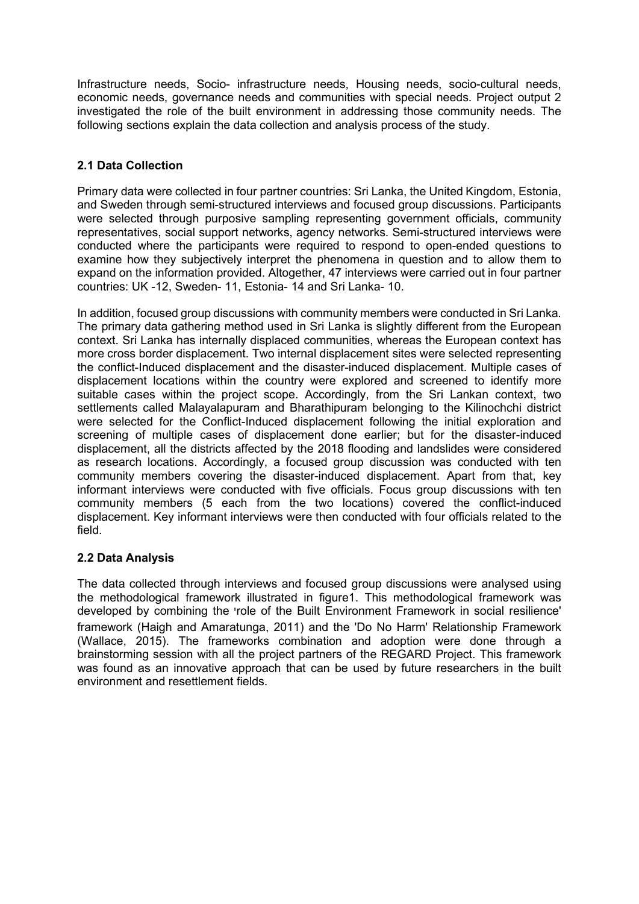Infrastructure needs, Socio- infrastructure needs, Housing needs, socio-cultural needs, economic needs, governance needs and communities with special needs. Project output 2 investigated the role of the built environment in addressing those community needs. The following sections explain the data collection and analysis process of the study.

## 2.1 Data Collection

Primary data were collected in four partner countries: Sri Lanka, the United Kingdom, Estonia, and Sweden through semi-structured interviews and focused group discussions. Participants were selected through purposive sampling representing government officials, community representatives, social support networks, agency networks. Semi-structured interviews were conducted where the participants were required to respond to open-ended questions to examine how they subjectively interpret the phenomena in question and to allow them to expand on the information provided. Altogether, 47 interviews were carried out in four partner countries: UK -12, Sweden- 11, Estonia- 14 and Sri Lanka- 10.

In addition, focused group discussions with community members were conducted in Sri Lanka. The primary data gathering method used in Sri Lanka is slightly different from the European context. Sri Lanka has internally displaced communities, whereas the European context has more cross border displacement. Two internal displacement sites were selected representing the conflict-Induced displacement and the disaster-induced displacement. Multiple cases of displacement locations within the country were explored and screened to identify more suitable cases within the project scope. Accordingly, from the Sri Lankan context, two settlements called Malayalapuram and Bharathipuram belonging to the Kilinochchi district were selected for the Conflict-Induced displacement following the initial exploration and screening of multiple cases of displacement done earlier; but for the disaster-induced displacement, all the districts affected by the 2018 flooding and landslides were considered as research locations. Accordingly, a focused group discussion was conducted with ten community members covering the disaster-induced displacement. Apart from that, key informant interviews were conducted with five officials. Focus group discussions with ten community members (5 each from the two locations) covered the conflict-induced displacement. Key informant interviews were then conducted with four officials related to the field.

## 2.2 Data Analysis

The data collected through interviews and focused group discussions were analysed using the methodological framework illustrated in figure1. This methodological framework was developed by combining the 'role of the Built Environment Framework in social resilience' framework (Haigh and Amaratunga, 2011) and the 'Do No Harm' Relationship Framework (Wallace, 2015). The frameworks combination and adoption were done through a brainstorming session with all the project partners of the REGARD Project. This framework was found as an innovative approach that can be used by future researchers in the built environment and resettlement fields.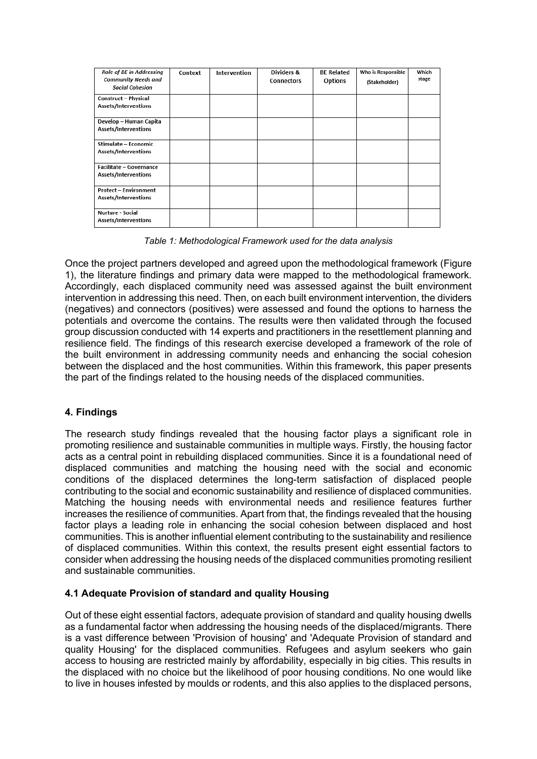| *Role of BE in Addressing Community Needs and Social Cohesion* | Context | Intervention | Dividers & Connectors | BE Related Options | Who is Responsible (Stakeholder) | Which stage |
|---|---|---|---|---|---|---|
| Construct – Physical Assets/Interventions | | | | | | |
| Develop – Human Capita Assets/Interventions | | | | | | |
| Stimulate – Economic Assets/Interventions | | | | | | |
| Facilitate – Governance Assets/Interventions | | | | | | |
| Protect – Environment Assets/Interventions | | | | | | |
| Nurture - Social Assets/Interventions | | | | | | |

*Table 1: Methodological Framework used for the data analysis*

Once the project partners developed and agreed upon the methodological framework (Figure 1), the literature findings and primary data were mapped to the methodological framework. Accordingly, each displaced community need was assessed against the built environment intervention in addressing this need. Then, on each built environment intervention, the dividers (negatives) and connectors (positives) were assessed and found the options to harness the potentials and overcome the contains. The results were then validated through the focused group discussion conducted with 14 experts and practitioners in the resettlement planning and resilience field. The findings of this research exercise developed a framework of the role of the built environment in addressing community needs and enhancing the social cohesion between the displaced and the host communities. Within this framework, this paper presents the part of the findings related to the housing needs of the displaced communities.

## 4. Findings

The research study findings revealed that the housing factor plays a significant role in promoting resilience and sustainable communities in multiple ways. Firstly, the housing factor acts as a central point in rebuilding displaced communities. Since it is a foundational need of displaced communities and matching the housing need with the social and economic conditions of the displaced determines the long-term satisfaction of displaced people contributing to the social and economic sustainability and resilience of displaced communities. Matching the housing needs with environmental needs and resilience features further increases the resilience of communities. Apart from that, the findings revealed that the housing factor plays a leading role in enhancing the social cohesion between displaced and host communities. This is another influential element contributing to the sustainability and resilience of displaced communities. Within this context, the results present eight essential factors to consider when addressing the housing needs of the displaced communities promoting resilient and sustainable communities.

### 4.1 Adequate Provision of standard and quality Housing

Out of these eight essential factors, adequate provision of standard and quality housing dwells as a fundamental factor when addressing the housing needs of the displaced/migrants. There is a vast difference between 'Provision of housing' and 'Adequate Provision of standard and quality Housing' for the displaced communities. Refugees and asylum seekers who gain access to housing are restricted mainly by affordability, especially in big cities. This results in the displaced with no choice but the likelihood of poor housing conditions. No one would like to live in houses infested by moulds or rodents, and this also applies to the displaced persons,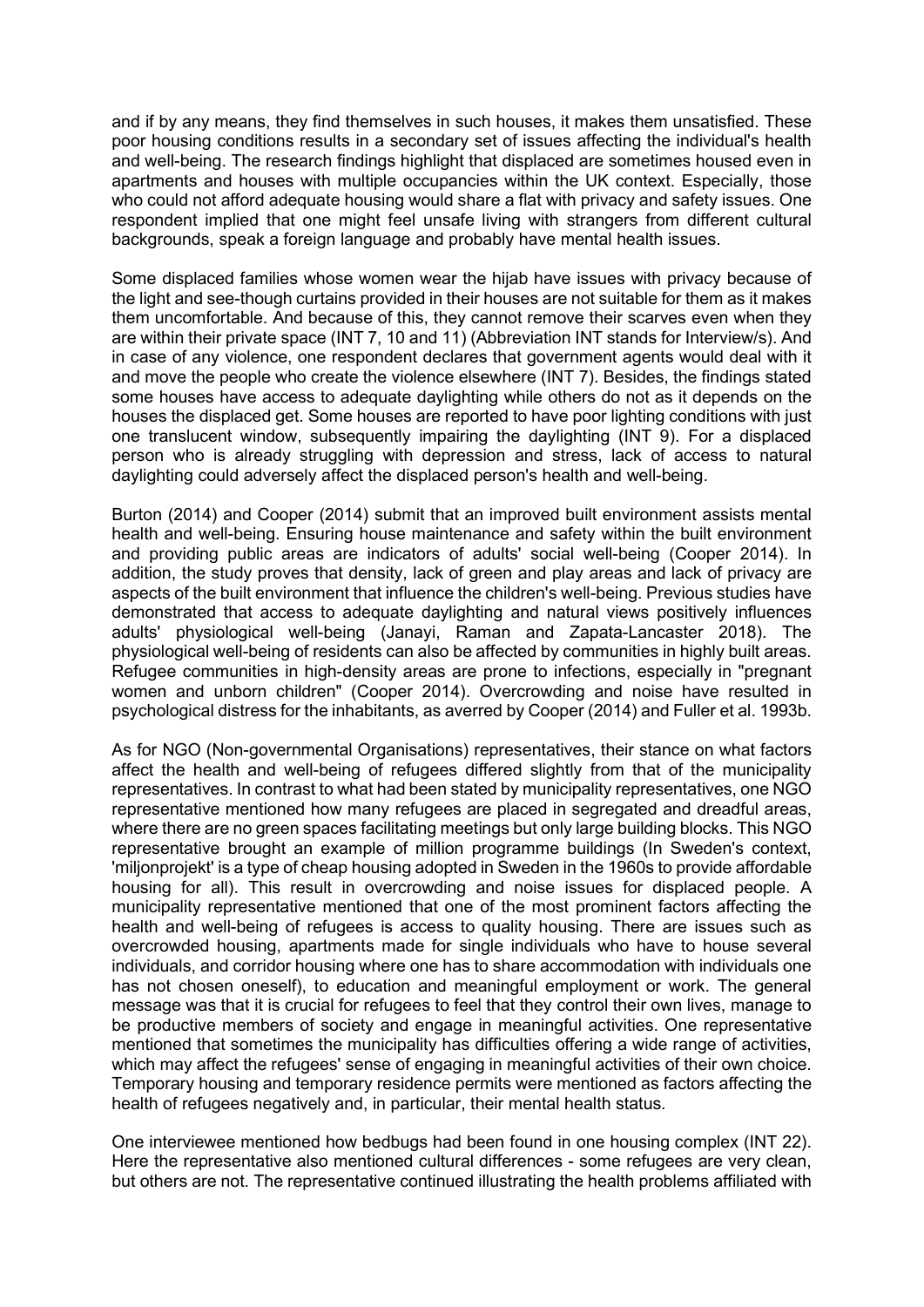and if by any means, they find themselves in such houses, it makes them unsatisfied. These poor housing conditions results in a secondary set of issues affecting the individual's health and well-being. The research findings highlight that displaced are sometimes housed even in apartments and houses with multiple occupancies within the UK context. Especially, those who could not afford adequate housing would share a flat with privacy and safety issues. One respondent implied that one might feel unsafe living with strangers from different cultural backgrounds, speak a foreign language and probably have mental health issues.

Some displaced families whose women wear the hijab have issues with privacy because of the light and see-though curtains provided in their houses are not suitable for them as it makes them uncomfortable. And because of this, they cannot remove their scarves even when they are within their private space (INT 7, 10 and 11) (Abbreviation INT stands for Interview/s). And in case of any violence, one respondent declares that government agents would deal with it and move the people who create the violence elsewhere (INT 7). Besides, the findings stated some houses have access to adequate daylighting while others do not as it depends on the houses the displaced get. Some houses are reported to have poor lighting conditions with just one translucent window, subsequently impairing the daylighting (INT 9). For a displaced person who is already struggling with depression and stress, lack of access to natural daylighting could adversely affect the displaced person's health and well-being.

Burton (2014) and Cooper (2014) submit that an improved built environment assists mental health and well-being. Ensuring house maintenance and safety within the built environment and providing public areas are indicators of adults' social well-being (Cooper 2014). In addition, the study proves that density, lack of green and play areas and lack of privacy are aspects of the built environment that influence the children's well-being. Previous studies have demonstrated that access to adequate daylighting and natural views positively influences adults' physiological well-being (Janayi, Raman and Zapata-Lancaster 2018). The physiological well-being of residents can also be affected by communities in highly built areas. Refugee communities in high-density areas are prone to infections, especially in "pregnant women and unborn children" (Cooper 2014). Overcrowding and noise have resulted in psychological distress for the inhabitants, as averred by Cooper (2014) and Fuller et al. 1993b.

As for NGO (Non-governmental Organisations) representatives, their stance on what factors affect the health and well-being of refugees differed slightly from that of the municipality representatives. In contrast to what had been stated by municipality representatives, one NGO representative mentioned how many refugees are placed in segregated and dreadful areas, where there are no green spaces facilitating meetings but only large building blocks. This NGO representative brought an example of million programme buildings (In Sweden's context, 'miljonprojekt' is a type of cheap housing adopted in Sweden in the 1960s to provide affordable housing for all). This result in overcrowding and noise issues for displaced people. A municipality representative mentioned that one of the most prominent factors affecting the health and well-being of refugees is access to quality housing. There are issues such as overcrowded housing, apartments made for single individuals who have to house several individuals, and corridor housing where one has to share accommodation with individuals one has not chosen oneself), to education and meaningful employment or work. The general message was that it is crucial for refugees to feel that they control their own lives, manage to be productive members of society and engage in meaningful activities. One representative mentioned that sometimes the municipality has difficulties offering a wide range of activities, which may affect the refugees' sense of engaging in meaningful activities of their own choice. Temporary housing and temporary residence permits were mentioned as factors affecting the health of refugees negatively and, in particular, their mental health status.

One interviewee mentioned how bedbugs had been found in one housing complex (INT 22). Here the representative also mentioned cultural differences - some refugees are very clean, but others are not. The representative continued illustrating the health problems affiliated with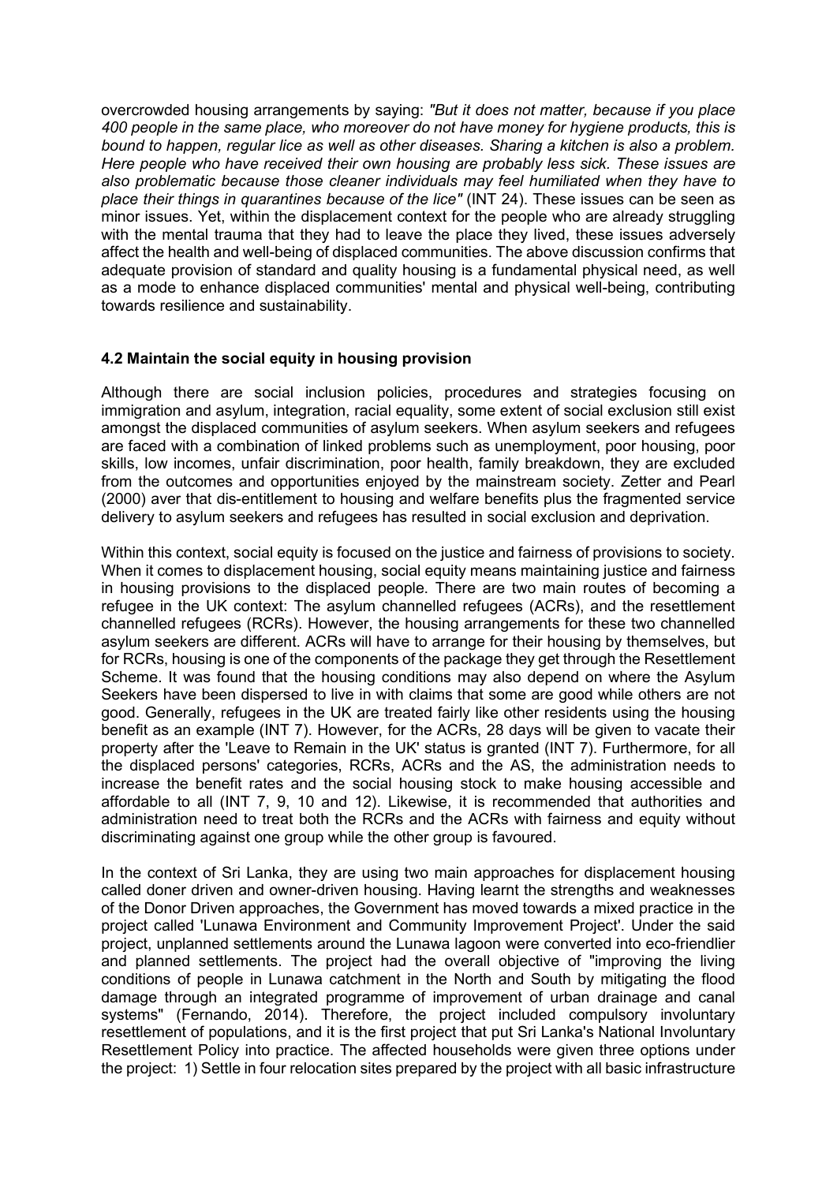overcrowded housing arrangements by saying: *"But it does not matter, because if you place 400 people in the same place, who moreover do not have money for hygiene products, this is bound to happen, regular lice as well as other diseases. Sharing a kitchen is also a problem. Here people who have received their own housing are probably less sick. These issues are also problematic because those cleaner individuals may feel humiliated when they have to place their things in quarantines because of the lice"* (INT 24). These issues can be seen as minor issues. Yet, within the displacement context for the people who are already struggling with the mental trauma that they had to leave the place they lived, these issues adversely affect the health and well-being of displaced communities. The above discussion confirms that adequate provision of standard and quality housing is a fundamental physical need, as well as a mode to enhance displaced communities' mental and physical well-being, contributing towards resilience and sustainability.

### 4.2 Maintain the social equity in housing provision

Although there are social inclusion policies, procedures and strategies focusing on immigration and asylum, integration, racial equality, some extent of social exclusion still exist amongst the displaced communities of asylum seekers. When asylum seekers and refugees are faced with a combination of linked problems such as unemployment, poor housing, poor skills, low incomes, unfair discrimination, poor health, family breakdown, they are excluded from the outcomes and opportunities enjoyed by the mainstream society. Zetter and Pearl (2000) aver that dis-entitlement to housing and welfare benefits plus the fragmented service delivery to asylum seekers and refugees has resulted in social exclusion and deprivation.

Within this context, social equity is focused on the justice and fairness of provisions to society. When it comes to displacement housing, social equity means maintaining justice and fairness in housing provisions to the displaced people. There are two main routes of becoming a refugee in the UK context: The asylum channelled refugees (ACRs), and the resettlement channelled refugees (RCRs). However, the housing arrangements for these two channelled asylum seekers are different. ACRs will have to arrange for their housing by themselves, but for RCRs, housing is one of the components of the package they get through the Resettlement Scheme. It was found that the housing conditions may also depend on where the Asylum Seekers have been dispersed to live in with claims that some are good while others are not good. Generally, refugees in the UK are treated fairly like other residents using the housing benefit as an example (INT 7). However, for the ACRs, 28 days will be given to vacate their property after the 'Leave to Remain in the UK' status is granted (INT 7). Furthermore, for all the displaced persons' categories, RCRs, ACRs and the AS, the administration needs to increase the benefit rates and the social housing stock to make housing accessible and affordable to all (INT 7, 9, 10 and 12). Likewise, it is recommended that authorities and administration need to treat both the RCRs and the ACRs with fairness and equity without discriminating against one group while the other group is favoured.

In the context of Sri Lanka, they are using two main approaches for displacement housing called doner driven and owner-driven housing. Having learnt the strengths and weaknesses of the Donor Driven approaches, the Government has moved towards a mixed practice in the project called 'Lunawa Environment and Community Improvement Project'. Under the said project, unplanned settlements around the Lunawa lagoon were converted into eco-friendlier and planned settlements. The project had the overall objective of "improving the living conditions of people in Lunawa catchment in the North and South by mitigating the flood damage through an integrated programme of improvement of urban drainage and canal systems" (Fernando, 2014). Therefore, the project included compulsory involuntary resettlement of populations, and it is the first project that put Sri Lanka's National Involuntary Resettlement Policy into practice. The affected households were given three options under the project: 1) Settle in four relocation sites prepared by the project with all basic infrastructure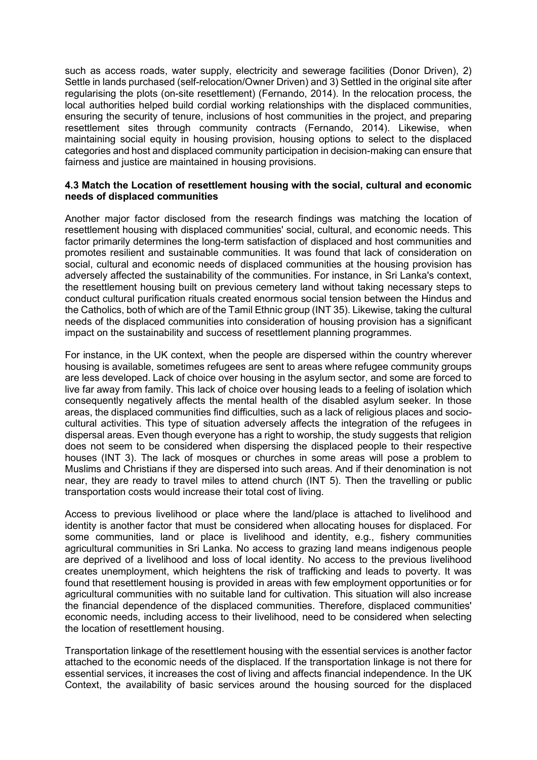such as access roads, water supply, electricity and sewerage facilities (Donor Driven), 2) Settle in lands purchased (self-relocation/Owner Driven) and 3) Settled in the original site after regularising the plots (on-site resettlement) (Fernando, 2014). In the relocation process, the local authorities helped build cordial working relationships with the displaced communities, ensuring the security of tenure, inclusions of host communities in the project, and preparing resettlement sites through community contracts (Fernando, 2014). Likewise, when maintaining social equity in housing provision, housing options to select to the displaced categories and host and displaced community participation in decision-making can ensure that fairness and justice are maintained in housing provisions.

### 4.3 Match the Location of resettlement housing with the social, cultural and economic needs of displaced communities

Another major factor disclosed from the research findings was matching the location of resettlement housing with displaced communities' social, cultural, and economic needs. This factor primarily determines the long-term satisfaction of displaced and host communities and promotes resilient and sustainable communities. It was found that lack of consideration on social, cultural and economic needs of displaced communities at the housing provision has adversely affected the sustainability of the communities. For instance, in Sri Lanka's context, the resettlement housing built on previous cemetery land without taking necessary steps to conduct cultural purification rituals created enormous social tension between the Hindus and the Catholics, both of which are of the Tamil Ethnic group (INT 35). Likewise, taking the cultural needs of the displaced communities into consideration of housing provision has a significant impact on the sustainability and success of resettlement planning programmes.

For instance, in the UK context, when the people are dispersed within the country wherever housing is available, sometimes refugees are sent to areas where refugee community groups are less developed. Lack of choice over housing in the asylum sector, and some are forced to live far away from family. This lack of choice over housing leads to a feeling of isolation which consequently negatively affects the mental health of the disabled asylum seeker. In those areas, the displaced communities find difficulties, such as a lack of religious places and socio-cultural activities. This type of situation adversely affects the integration of the refugees in dispersal areas. Even though everyone has a right to worship, the study suggests that religion does not seem to be considered when dispersing the displaced people to their respective houses (INT 3). The lack of mosques or churches in some areas will pose a problem to Muslims and Christians if they are dispersed into such areas. And if their denomination is not near, they are ready to travel miles to attend church (INT 5). Then the travelling or public transportation costs would increase their total cost of living.

Access to previous livelihood or place where the land/place is attached to livelihood and identity is another factor that must be considered when allocating houses for displaced. For some communities, land or place is livelihood and identity, e.g., fishery communities agricultural communities in Sri Lanka. No access to grazing land means indigenous people are deprived of a livelihood and loss of local identity. No access to the previous livelihood creates unemployment, which heightens the risk of trafficking and leads to poverty. It was found that resettlement housing is provided in areas with few employment opportunities or for agricultural communities with no suitable land for cultivation. This situation will also increase the financial dependence of the displaced communities. Therefore, displaced communities' economic needs, including access to their livelihood, need to be considered when selecting the location of resettlement housing.

Transportation linkage of the resettlement housing with the essential services is another factor attached to the economic needs of the displaced. If the transportation linkage is not there for essential services, it increases the cost of living and affects financial independence. In the UK Context, the availability of basic services around the housing sourced for the displaced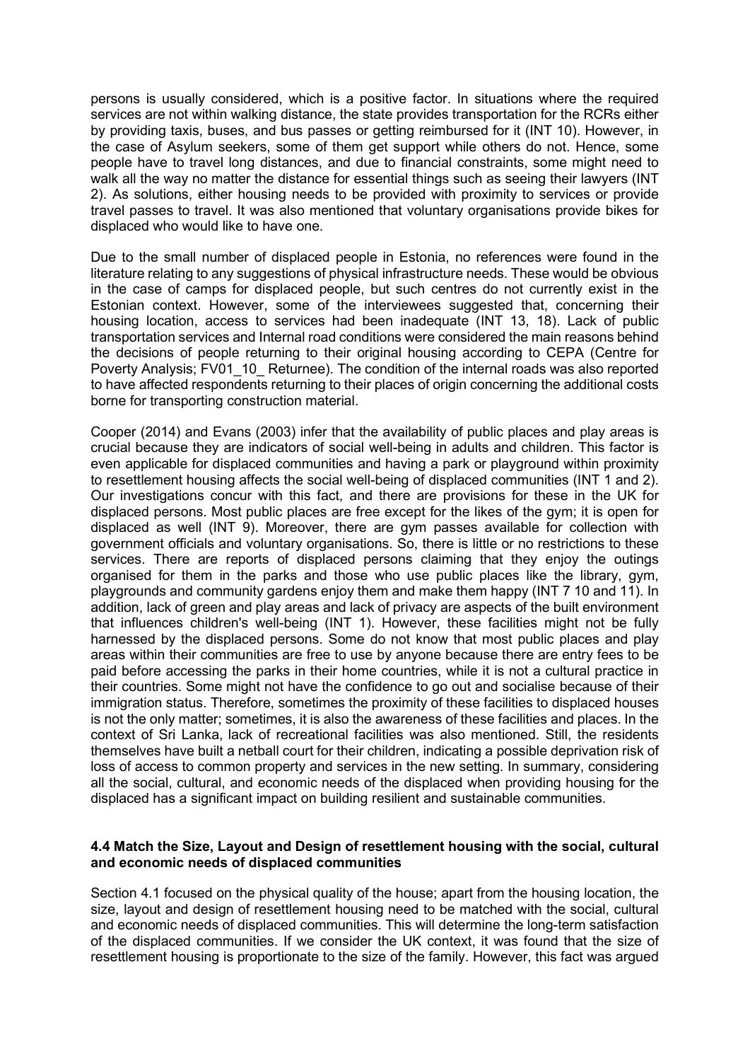persons is usually considered, which is a positive factor. In situations where the required services are not within walking distance, the state provides transportation for the RCRs either by providing taxis, buses, and bus passes or getting reimbursed for it (INT 10). However, in the case of Asylum seekers, some of them get support while others do not. Hence, some people have to travel long distances, and due to financial constraints, some might need to walk all the way no matter the distance for essential things such as seeing their lawyers (INT 2). As solutions, either housing needs to be provided with proximity to services or provide travel passes to travel. It was also mentioned that voluntary organisations provide bikes for displaced who would like to have one.

Due to the small number of displaced people in Estonia, no references were found in the literature relating to any suggestions of physical infrastructure needs. These would be obvious in the case of camps for displaced people, but such centres do not currently exist in the Estonian context. However, some of the interviewees suggested that, concerning their housing location, access to services had been inadequate (INT 13, 18). Lack of public transportation services and Internal road conditions were considered the main reasons behind the decisions of people returning to their original housing according to CEPA (Centre for Poverty Analysis; FV01_10_ Returnee). The condition of the internal roads was also reported to have affected respondents returning to their places of origin concerning the additional costs borne for transporting construction material.

Cooper (2014) and Evans (2003) infer that the availability of public places and play areas is crucial because they are indicators of social well-being in adults and children. This factor is even applicable for displaced communities and having a park or playground within proximity to resettlement housing affects the social well-being of displaced communities (INT 1 and 2). Our investigations concur with this fact, and there are provisions for these in the UK for displaced persons. Most public places are free except for the likes of the gym; it is open for displaced as well (INT 9). Moreover, there are gym passes available for collection with government officials and voluntary organisations. So, there is little or no restrictions to these services. There are reports of displaced persons claiming that they enjoy the outings organised for them in the parks and those who use public places like the library, gym, playgrounds and community gardens enjoy them and make them happy (INT 7 10 and 11). In addition, lack of green and play areas and lack of privacy are aspects of the built environment that influences children's well-being (INT 1). However, these facilities might not be fully harnessed by the displaced persons. Some do not know that most public places and play areas within their communities are free to use by anyone because there are entry fees to be paid before accessing the parks in their home countries, while it is not a cultural practice in their countries. Some might not have the confidence to go out and socialise because of their immigration status. Therefore, sometimes the proximity of these facilities to displaced houses is not the only matter; sometimes, it is also the awareness of these facilities and places. In the context of Sri Lanka, lack of recreational facilities was also mentioned. Still, the residents themselves have built a netball court for their children, indicating a possible deprivation risk of loss of access to common property and services in the new setting. In summary, considering all the social, cultural, and economic needs of the displaced when providing housing for the displaced has a significant impact on building resilient and sustainable communities.

### 4.4 Match the Size, Layout and Design of resettlement housing with the social, cultural and economic needs of displaced communities

Section 4.1 focused on the physical quality of the house; apart from the housing location, the size, layout and design of resettlement housing need to be matched with the social, cultural and economic needs of displaced communities. This will determine the long-term satisfaction of the displaced communities. If we consider the UK context, it was found that the size of resettlement housing is proportionate to the size of the family. However, this fact was argued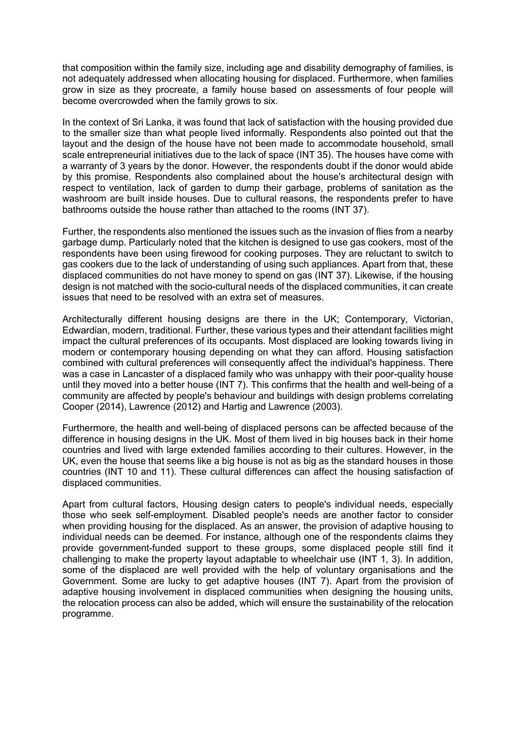that composition within the family size, including age and disability demography of families, is not adequately addressed when allocating housing for displaced. Furthermore, when families grow in size as they procreate, a family house based on assessments of four people will become overcrowded when the family grows to six.

In the context of Sri Lanka, it was found that lack of satisfaction with the housing provided due to the smaller size than what people lived informally. Respondents also pointed out that the layout and the design of the house have not been made to accommodate household, small scale entrepreneurial initiatives due to the lack of space (INT 35). The houses have come with a warranty of 3 years by the donor. However, the respondents doubt if the donor would abide by this promise. Respondents also complained about the house's architectural design with respect to ventilation, lack of garden to dump their garbage, problems of sanitation as the washroom are built inside houses. Due to cultural reasons, the respondents prefer to have bathrooms outside the house rather than attached to the rooms (INT 37).

Further, the respondents also mentioned the issues such as the invasion of flies from a nearby garbage dump. Particularly noted that the kitchen is designed to use gas cookers, most of the respondents have been using firewood for cooking purposes. They are reluctant to switch to gas cookers due to the lack of understanding of using such appliances. Apart from that, these displaced communities do not have money to spend on gas (INT 37). Likewise, if the housing design is not matched with the socio-cultural needs of the displaced communities, it can create issues that need to be resolved with an extra set of measures.

Architecturally different housing designs are there in the UK; Contemporary, Victorian, Edwardian, modern, traditional. Further, these various types and their attendant facilities might impact the cultural preferences of its occupants. Most displaced are looking towards living in modern or contemporary housing depending on what they can afford. Housing satisfaction combined with cultural preferences will consequently affect the individual's happiness. There was a case in Lancaster of a displaced family who was unhappy with their poor-quality house until they moved into a better house (INT 7). This confirms that the health and well-being of a community are affected by people's behaviour and buildings with design problems correlating Cooper (2014), Lawrence (2012) and Hartig and Lawrence (2003).

Furthermore, the health and well-being of displaced persons can be affected because of the difference in housing designs in the UK. Most of them lived in big houses back in their home countries and lived with large extended families according to their cultures. However, in the UK, even the house that seems like a big house is not as big as the standard houses in those countries (INT 10 and 11). These cultural differences can affect the housing satisfaction of displaced communities.

Apart from cultural factors, Housing design caters to people's individual needs, especially those who seek self-employment. Disabled people's needs are another factor to consider when providing housing for the displaced. As an answer, the provision of adaptive housing to individual needs can be deemed. For instance, although one of the respondents claims they provide government-funded support to these groups, some displaced people still find it challenging to make the property layout adaptable to wheelchair use (INT 1, 3). In addition, some of the displaced are well provided with the help of voluntary organisations and the Government. Some are lucky to get adaptive houses (INT 7). Apart from the provision of adaptive housing involvement in displaced communities when designing the housing units, the relocation process can also be added, which will ensure the sustainability of the relocation programme.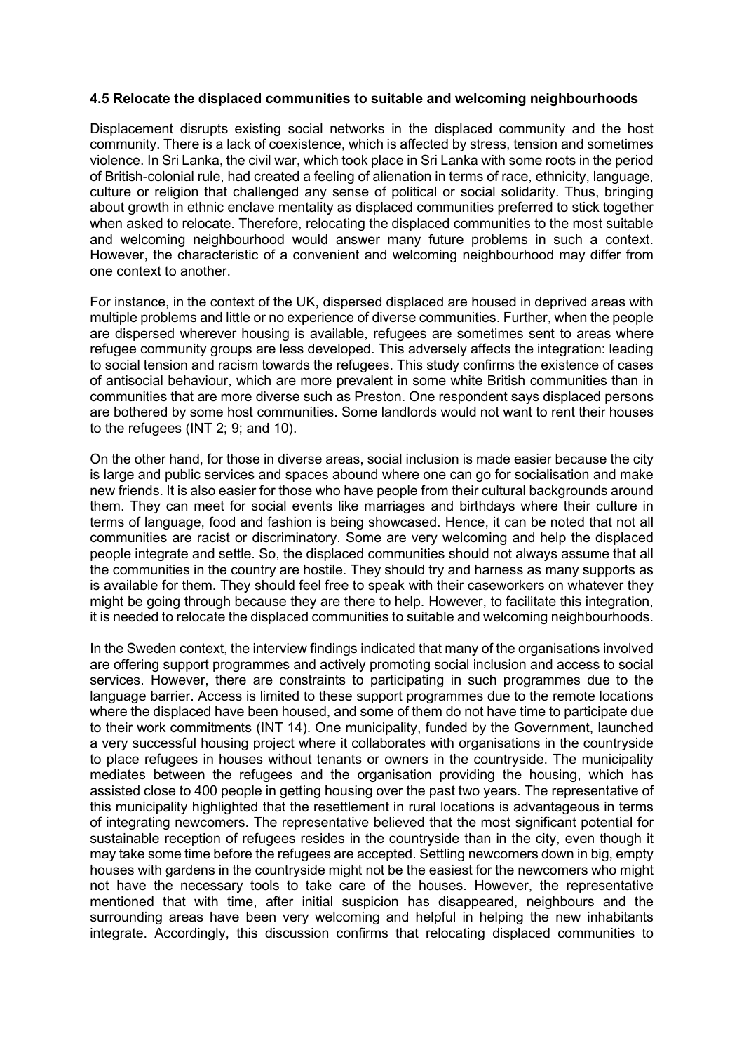### 4.5 Relocate the displaced communities to suitable and welcoming neighbourhoods

Displacement disrupts existing social networks in the displaced community and the host community. There is a lack of coexistence, which is affected by stress, tension and sometimes violence. In Sri Lanka, the civil war, which took place in Sri Lanka with some roots in the period of British-colonial rule, had created a feeling of alienation in terms of race, ethnicity, language, culture or religion that challenged any sense of political or social solidarity. Thus, bringing about growth in ethnic enclave mentality as displaced communities preferred to stick together when asked to relocate. Therefore, relocating the displaced communities to the most suitable and welcoming neighbourhood would answer many future problems in such a context. However, the characteristic of a convenient and welcoming neighbourhood may differ from one context to another.

For instance, in the context of the UK, dispersed displaced are housed in deprived areas with multiple problems and little or no experience of diverse communities. Further, when the people are dispersed wherever housing is available, refugees are sometimes sent to areas where refugee community groups are less developed. This adversely affects the integration: leading to social tension and racism towards the refugees. This study confirms the existence of cases of antisocial behaviour, which are more prevalent in some white British communities than in communities that are more diverse such as Preston. One respondent says displaced persons are bothered by some host communities. Some landlords would not want to rent their houses to the refugees (INT 2; 9; and 10).

On the other hand, for those in diverse areas, social inclusion is made easier because the city is large and public services and spaces abound where one can go for socialisation and make new friends. It is also easier for those who have people from their cultural backgrounds around them. They can meet for social events like marriages and birthdays where their culture in terms of language, food and fashion is being showcased. Hence, it can be noted that not all communities are racist or discriminatory. Some are very welcoming and help the displaced people integrate and settle. So, the displaced communities should not always assume that all the communities in the country are hostile. They should try and harness as many supports as is available for them. They should feel free to speak with their caseworkers on whatever they might be going through because they are there to help. However, to facilitate this integration, it is needed to relocate the displaced communities to suitable and welcoming neighbourhoods.

In the Sweden context, the interview findings indicated that many of the organisations involved are offering support programmes and actively promoting social inclusion and access to social services. However, there are constraints to participating in such programmes due to the language barrier. Access is limited to these support programmes due to the remote locations where the displaced have been housed, and some of them do not have time to participate due to their work commitments (INT 14). One municipality, funded by the Government, launched a very successful housing project where it collaborates with organisations in the countryside to place refugees in houses without tenants or owners in the countryside. The municipality mediates between the refugees and the organisation providing the housing, which has assisted close to 400 people in getting housing over the past two years. The representative of this municipality highlighted that the resettlement in rural locations is advantageous in terms of integrating newcomers. The representative believed that the most significant potential for sustainable reception of refugees resides in the countryside than in the city, even though it may take some time before the refugees are accepted. Settling newcomers down in big, empty houses with gardens in the countryside might not be the easiest for the newcomers who might not have the necessary tools to take care of the houses. However, the representative mentioned that with time, after initial suspicion has disappeared, neighbours and the surrounding areas have been very welcoming and helpful in helping the new inhabitants integrate. Accordingly, this discussion confirms that relocating displaced communities to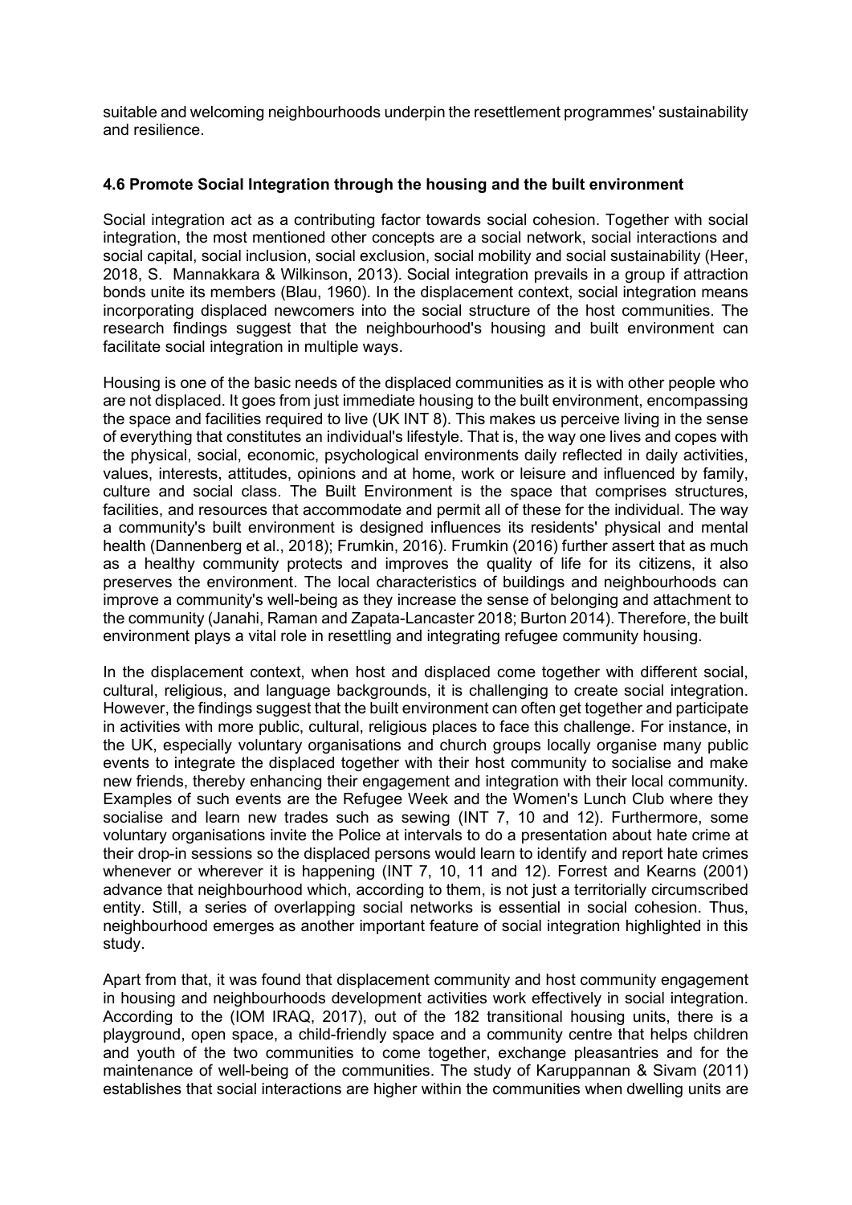suitable and welcoming neighbourhoods underpin the resettlement programmes' sustainability and resilience.

### 4.6 Promote Social Integration through the housing and the built environment

Social integration act as a contributing factor towards social cohesion. Together with social integration, the most mentioned other concepts are a social network, social interactions and social capital, social inclusion, social exclusion, social mobility and social sustainability (Heer, 2018, S. Mannakkara & Wilkinson, 2013). Social integration prevails in a group if attraction bonds unite its members (Blau, 1960). In the displacement context, social integration means incorporating displaced newcomers into the social structure of the host communities. The research findings suggest that the neighbourhood's housing and built environment can facilitate social integration in multiple ways.

Housing is one of the basic needs of the displaced communities as it is with other people who are not displaced. It goes from just immediate housing to the built environment, encompassing the space and facilities required to live (UK INT 8). This makes us perceive living in the sense of everything that constitutes an individual's lifestyle. That is, the way one lives and copes with the physical, social, economic, psychological environments daily reflected in daily activities, values, interests, attitudes, opinions and at home, work or leisure and influenced by family, culture and social class. The Built Environment is the space that comprises structures, facilities, and resources that accommodate and permit all of these for the individual. The way a community's built environment is designed influences its residents' physical and mental health (Dannenberg et al., 2018); Frumkin, 2016). Frumkin (2016) further assert that as much as a healthy community protects and improves the quality of life for its citizens, it also preserves the environment. The local characteristics of buildings and neighbourhoods can improve a community's well-being as they increase the sense of belonging and attachment to the community (Janahi, Raman and Zapata-Lancaster 2018; Burton 2014). Therefore, the built environment plays a vital role in resettling and integrating refugee community housing.

In the displacement context, when host and displaced come together with different social, cultural, religious, and language backgrounds, it is challenging to create social integration. However, the findings suggest that the built environment can often get together and participate in activities with more public, cultural, religious places to face this challenge. For instance, in the UK, especially voluntary organisations and church groups locally organise many public events to integrate the displaced together with their host community to socialise and make new friends, thereby enhancing their engagement and integration with their local community. Examples of such events are the Refugee Week and the Women's Lunch Club where they socialise and learn new trades such as sewing (INT 7, 10 and 12). Furthermore, some voluntary organisations invite the Police at intervals to do a presentation about hate crime at their drop-in sessions so the displaced persons would learn to identify and report hate crimes whenever or wherever it is happening (INT 7, 10, 11 and 12). Forrest and Kearns (2001) advance that neighbourhood which, according to them, is not just a territorially circumscribed entity. Still, a series of overlapping social networks is essential in social cohesion. Thus, neighbourhood emerges as another important feature of social integration highlighted in this study.

Apart from that, it was found that displacement community and host community engagement in housing and neighbourhoods development activities work effectively in social integration. According to the (IOM IRAQ, 2017), out of the 182 transitional housing units, there is a playground, open space, a child-friendly space and a community centre that helps children and youth of the two communities to come together, exchange pleasantries and for the maintenance of well-being of the communities. The study of Karuppannan & Sivam (2011) establishes that social interactions are higher within the communities when dwelling units are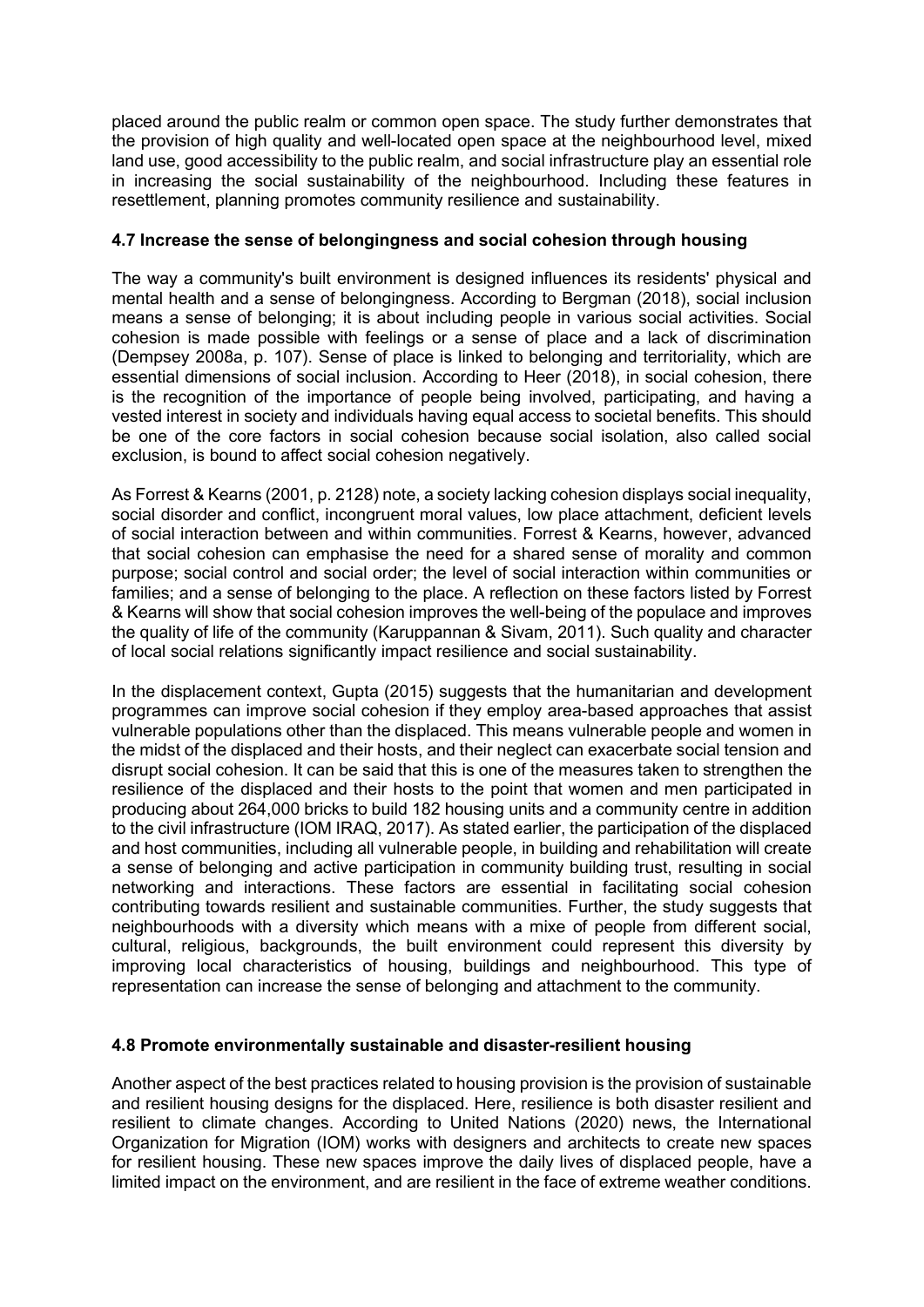placed around the public realm or common open space. The study further demonstrates that the provision of high quality and well-located open space at the neighbourhood level, mixed land use, good accessibility to the public realm, and social infrastructure play an essential role in increasing the social sustainability of the neighbourhood. Including these features in resettlement, planning promotes community resilience and sustainability.

### 4.7 Increase the sense of belongingness and social cohesion through housing

The way a community's built environment is designed influences its residents' physical and mental health and a sense of belongingness. According to Bergman (2018), social inclusion means a sense of belonging; it is about including people in various social activities. Social cohesion is made possible with feelings or a sense of place and a lack of discrimination (Dempsey 2008a, p. 107). Sense of place is linked to belonging and territoriality, which are essential dimensions of social inclusion. According to Heer (2018), in social cohesion, there is the recognition of the importance of people being involved, participating, and having a vested interest in society and individuals having equal access to societal benefits. This should be one of the core factors in social cohesion because social isolation, also called social exclusion, is bound to affect social cohesion negatively.

As Forrest & Kearns (2001, p. 2128) note, a society lacking cohesion displays social inequality, social disorder and conflict, incongruent moral values, low place attachment, deficient levels of social interaction between and within communities. Forrest & Kearns, however, advanced that social cohesion can emphasise the need for a shared sense of morality and common purpose; social control and social order; the level of social interaction within communities or families; and a sense of belonging to the place. A reflection on these factors listed by Forrest & Kearns will show that social cohesion improves the well-being of the populace and improves the quality of life of the community (Karuppannan & Sivam, 2011). Such quality and character of local social relations significantly impact resilience and social sustainability.

In the displacement context, Gupta (2015) suggests that the humanitarian and development programmes can improve social cohesion if they employ area-based approaches that assist vulnerable populations other than the displaced. This means vulnerable people and women in the midst of the displaced and their hosts, and their neglect can exacerbate social tension and disrupt social cohesion. It can be said that this is one of the measures taken to strengthen the resilience of the displaced and their hosts to the point that women and men participated in producing about 264,000 bricks to build 182 housing units and a community centre in addition to the civil infrastructure (IOM IRAQ, 2017). As stated earlier, the participation of the displaced and host communities, including all vulnerable people, in building and rehabilitation will create a sense of belonging and active participation in community building trust, resulting in social networking and interactions. These factors are essential in facilitating social cohesion contributing towards resilient and sustainable communities. Further, the study suggests that neighbourhoods with a diversity which means with a mix of people from different social, cultural, religious, backgrounds, the built environment could represent this diversity by improving local characteristics of housing, buildings and neighbourhood. This type of representation can increase the sense of belonging and attachment to the community.

### 4.8 Promote environmentally sustainable and disaster-resilient housing

Another aspect of the best practices related to housing provision is the provision of sustainable and resilient housing designs for the displaced. Here, resilience is both disaster resilient and resilient to climate changes. According to United Nations (2020) news, the International Organization for Migration (IOM) works with designers and architects to create new spaces for resilient housing. These new spaces improve the daily lives of displaced people, have a limited impact on the environment, and are resilient in the face of extreme weather conditions.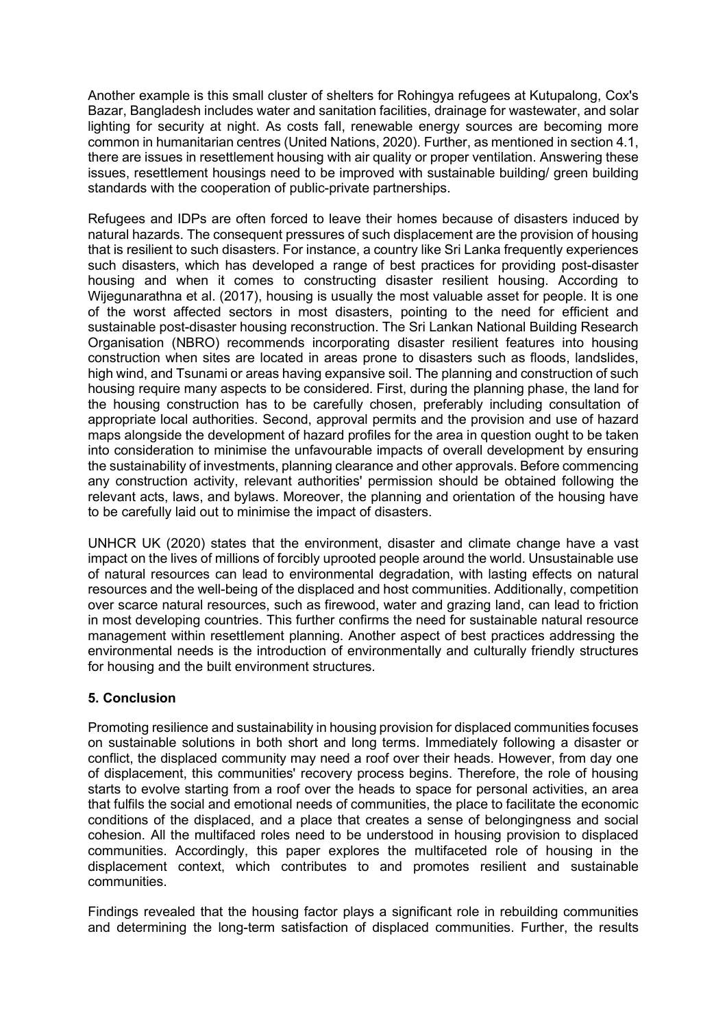Another example is this small cluster of shelters for Rohingya refugees at Kutupalong, Cox's Bazar, Bangladesh includes water and sanitation facilities, drainage for wastewater, and solar lighting for security at night. As costs fall, renewable energy sources are becoming more common in humanitarian centres (United Nations, 2020). Further, as mentioned in section 4.1, there are issues in resettlement housing with air quality or proper ventilation. Answering these issues, resettlement housings need to be improved with sustainable building/ green building standards with the cooperation of public-private partnerships.

Refugees and IDPs are often forced to leave their homes because of disasters induced by natural hazards. The consequent pressures of such displacement are the provision of housing that is resilient to such disasters. For instance, a country like Sri Lanka frequently experiences such disasters, which has developed a range of best practices for providing post-disaster housing and when it comes to constructing disaster resilient housing. According to Wijegunarathna et al. (2017), housing is usually the most valuable asset for people. It is one of the worst affected sectors in most disasters, pointing to the need for efficient and sustainable post-disaster housing reconstruction. The Sri Lankan National Building Research Organisation (NBRO) recommends incorporating disaster resilient features into housing construction when sites are located in areas prone to disasters such as floods, landslides, high wind, and Tsunami or areas having expansive soil. The planning and construction of such housing require many aspects to be considered. First, during the planning phase, the land for the housing construction has to be carefully chosen, preferably including consultation of appropriate local authorities. Second, approval permits and the provision and use of hazard maps alongside the development of hazard profiles for the area in question ought to be taken into consideration to minimise the unfavourable impacts of overall development by ensuring the sustainability of investments, planning clearance and other approvals. Before commencing any construction activity, relevant authorities' permission should be obtained following the relevant acts, laws, and bylaws. Moreover, the planning and orientation of the housing have to be carefully laid out to minimise the impact of disasters.

UNHCR UK (2020) states that the environment, disaster and climate change have a vast impact on the lives of millions of forcibly uprooted people around the world. Unsustainable use of natural resources can lead to environmental degradation, with lasting effects on natural resources and the well-being of the displaced and host communities. Additionally, competition over scarce natural resources, such as firewood, water and grazing land, can lead to friction in most developing countries. This further confirms the need for sustainable natural resource management within resettlement planning. Another aspect of best practices addressing the environmental needs is the introduction of environmentally and culturally friendly structures for housing and the built environment structures.

## 5. Conclusion

Promoting resilience and sustainability in housing provision for displaced communities focuses on sustainable solutions in both short and long terms. Immediately following a disaster or conflict, the displaced community may need a roof over their heads. However, from day one of displacement, this communities' recovery process begins. Therefore, the role of housing starts to evolve starting from a roof over the heads to space for personal activities, an area that fulfils the social and emotional needs of communities, the place to facilitate the economic conditions of the displaced, and a place that creates a sense of belongingness and social cohesion. All the multifaced roles need to be understood in housing provision to displaced communities. Accordingly, this paper explores the multifaceted role of housing in the displacement context, which contributes to and promotes resilient and sustainable communities.

Findings revealed that the housing factor plays a significant role in rebuilding communities and determining the long-term satisfaction of displaced communities. Further, the results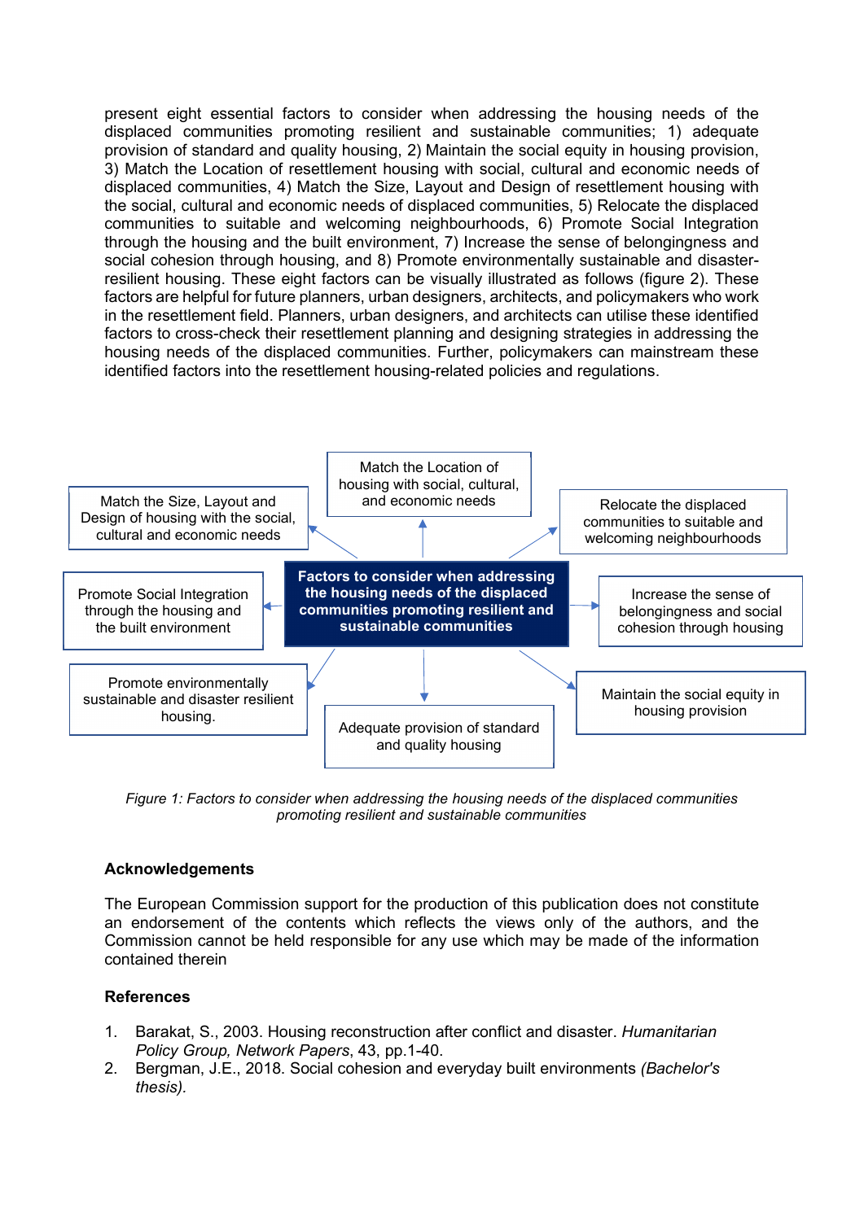present eight essential factors to consider when addressing the housing needs of the displaced communities promoting resilient and sustainable communities; 1) adequate provision of standard and quality housing, 2) Maintain the social equity in housing provision, 3) Match the Location of resettlement housing with social, cultural and economic needs of displaced communities, 4) Match the Size, Layout and Design of resettlement housing with the social, cultural and economic needs of displaced communities, 5) Relocate the displaced communities to suitable and welcoming neighbourhoods, 6) Promote Social Integration through the housing and the built environment, 7) Increase the sense of belongingness and social cohesion through housing, and 8) Promote environmentally sustainable and disaster-resilient housing. These eight factors can be visually illustrated as follows (figure 2). These factors are helpful for future planners, urban designers, architects, and policymakers who work in the resettlement field. Planners, urban designers, and architects can utilise these identified factors to cross-check their resettlement planning and designing strategies in addressing the housing needs of the displaced communities. Further, policymakers can mainstream these identified factors into the resettlement housing-related policies and regulations.

**Factors to consider when addressing the housing needs of the displaced communities promoting resilient and sustainable communities**

- Match the Location of housing with social, cultural, and economic needs
- Relocate the displaced communities to suitable and welcoming neighbourhoods
- Increase the sense of belongingness and social cohesion through housing
- Maintain the social equity in housing provision
- Adequate provision of standard and quality housing
- Promote environmentally sustainable and disaster resilient housing.
- Promote Social Integration through the housing and the built environment
- Match the Size, Layout and Design of housing with the social, cultural and economic needs

*Figure 1: Factors to consider when addressing the housing needs of the displaced communities promoting resilient and sustainable communities*

## Acknowledgements

The European Commission support for the production of this publication does not constitute an endorsement of the contents which reflects the views only of the authors, and the Commission cannot be held responsible for any use which may be made of the information contained therein

## References

1. Barakat, S., 2003. Housing reconstruction after conflict and disaster. *Humanitarian Policy Group, Network Papers*, 43, pp.1-40.
2. Bergman, J.E., 2018. Social cohesion and everyday built environments *(Bachelor's thesis).*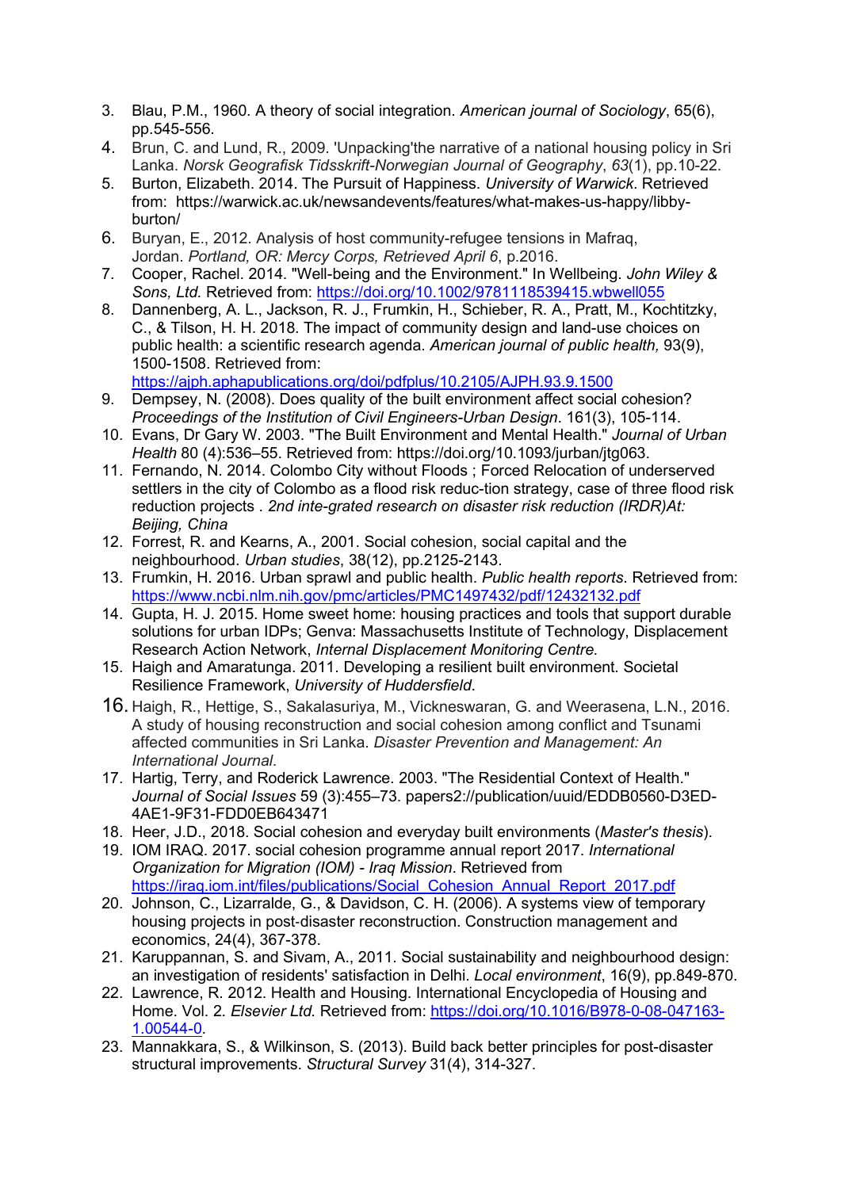3. Blau, P.M., 1960. A theory of social integration. *American journal of Sociology*, 65(6), pp.545-556.
4. Brun, C. and Lund, R., 2009. 'Unpacking'the narrative of a national housing policy in Sri Lanka. *Norsk Geografisk Tidsskrift-Norwegian Journal of Geography*, *63*(1), pp.10-22.
5. Burton, Elizabeth. 2014. The Pursuit of Happiness. *University of Warwick*. Retrieved from: https://warwick.ac.uk/newsandevents/features/what-makes-us-happy/libby-burton/
6. Buryan, E., 2012. Analysis of host community-refugee tensions in Mafraq, Jordan. *Portland, OR: Mercy Corps, Retrieved April 6*, p.2016.
7. Cooper, Rachel. 2014. "Well-being and the Environment." In Wellbeing. *John Wiley & Sons, Ltd.* Retrieved from: https://doi.org/10.1002/9781118539415.wbwell055
8. Dannenberg, A. L., Jackson, R. J., Frumkin, H., Schieber, R. A., Pratt, M., Kochtitzky, C., & Tilson, H. H. 2018. The impact of community design and land-use choices on public health: a scientific research agenda. *American journal of public health,* 93(9), 1500-1508. Retrieved from: https://ajph.aphapublications.org/doi/pdfplus/10.2105/AJPH.93.9.1500
9. Dempsey, N. (2008). Does quality of the built environment affect social cohesion? *Proceedings of the Institution of Civil Engineers-Urban Design*. 161(3), 105-114.
10. Evans, Dr Gary W. 2003. "The Built Environment and Mental Health." *Journal of Urban Health* 80 (4):536–55. Retrieved from: https://doi.org/10.1093/jurban/jtg063.
11. Fernando, N. 2014. Colombo City without Floods ; Forced Relocation of underserved settlers in the city of Colombo as a flood risk reduc-tion strategy, case of three flood risk reduction projects . *2nd inte-grated research on disaster risk reduction (IRDR)At: Beijing, China*
12. Forrest, R. and Kearns, A., 2001. Social cohesion, social capital and the neighbourhood. *Urban studies*, 38(12), pp.2125-2143.
13. Frumkin, H. 2016. Urban sprawl and public health. *Public health reports*. Retrieved from: https://www.ncbi.nlm.nih.gov/pmc/articles/PMC1497432/pdf/12432132.pdf
14. Gupta, H. J. 2015. Home sweet home: housing practices and tools that support durable solutions for urban IDPs; Genva: Massachusetts Institute of Technology, Displacement Research Action Network, *Internal Displacement Monitoring Centre.*
15. Haigh and Amaratunga. 2011. Developing a resilient built environment. Societal Resilience Framework, *University of Huddersfield*.
16. Haigh, R., Hettige, S., Sakalasuriya, M., Vickneswaran, G. and Weerasena, L.N., 2016. A study of housing reconstruction and social cohesion among conflict and Tsunami affected communities in Sri Lanka. *Disaster Prevention and Management: An International Journal*.
17. Hartig, Terry, and Roderick Lawrence. 2003. "The Residential Context of Health." *Journal of Social Issues* 59 (3):455–73. papers2://publication/uuid/EDDB0560-D3ED-4AE1-9F31-FDD0EB643471
18. Heer, J.D., 2018. Social cohesion and everyday built environments (*Master's thesis*).
19. IOM IRAQ. 2017. social cohesion programme annual report 2017. *International Organization for Migration (IOM) - Iraq Mission*. Retrieved from https://iraq.iom.int/files/publications/Social_Cohesion_Annual_Report_2017.pdf
20. Johnson, C., Lizarralde, G., & Davidson, C. H. (2006). A systems view of temporary housing projects in post-disaster reconstruction. Construction management and economics, 24(4), 367-378.
21. Karuppannan, S. and Sivam, A., 2011. Social sustainability and neighbourhood design: an investigation of residents' satisfaction in Delhi. *Local environment*, 16(9), pp.849-870.
22. Lawrence, R. 2012. Health and Housing. International Encyclopedia of Housing and Home. Vol. 2. *Elsevier Ltd.* Retrieved from: https://doi.org/10.1016/B978-0-08-047163-1.00544-0.
23. Mannakkara, S., & Wilkinson, S. (2013). Build back better principles for post-disaster structural improvements. *Structural Survey* 31(4), 314-327.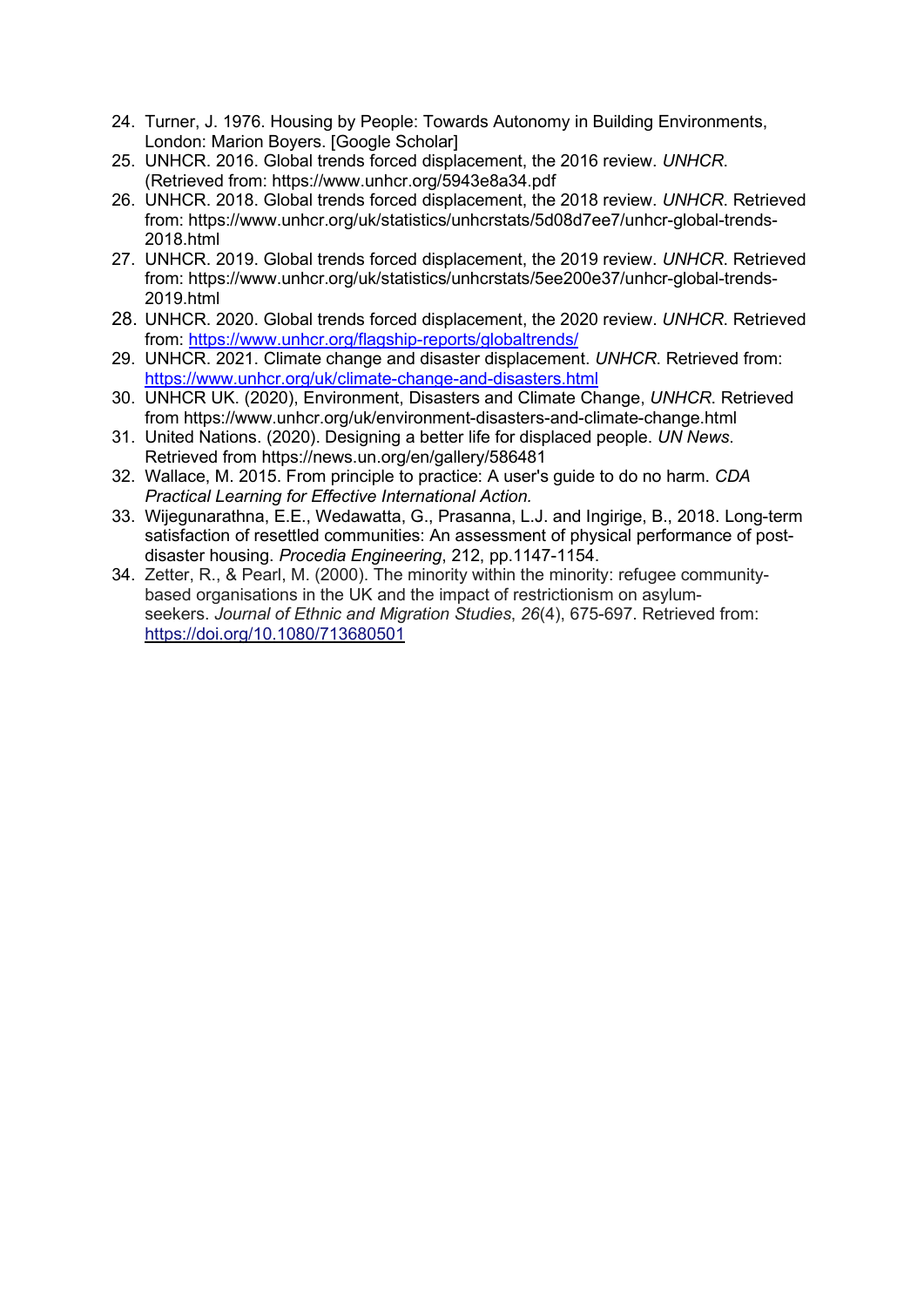24. Turner, J. 1976. Housing by People: Towards Autonomy in Building Environments, London: Marion Boyers. [Google Scholar]
25. UNHCR. 2016. Global trends forced displacement, the 2016 review. *UNHCR*. (Retrieved from: https://www.unhcr.org/5943e8a34.pdf
26. UNHCR. 2018. Global trends forced displacement, the 2018 review. *UNHCR*. Retrieved from: https://www.unhcr.org/uk/statistics/unhcrstats/5d08d7ee7/unhcr-global-trends-2018.html
27. UNHCR. 2019. Global trends forced displacement, the 2019 review. *UNHCR*. Retrieved from: https://www.unhcr.org/uk/statistics/unhcrstats/5ee200e37/unhcr-global-trends-2019.html
28. UNHCR. 2020. Global trends forced displacement, the 2020 review. *UNHCR*. Retrieved from: https://www.unhcr.org/flagship-reports/globaltrends/
29. UNHCR. 2021. Climate change and disaster displacement. *UNHCR*. Retrieved from: https://www.unhcr.org/uk/climate-change-and-disasters.html
30. UNHCR UK. (2020), Environment, Disasters and Climate Change, *UNHCR*. Retrieved from https://www.unhcr.org/uk/environment-disasters-and-climate-change.html
31. United Nations. (2020). Designing a better life for displaced people. *UN News*. Retrieved from https://news.un.org/en/gallery/586481
32. Wallace, M. 2015. From principle to practice: A user's guide to do no harm. *CDA Practical Learning for Effective International Action.*
33. Wijegunarathna, E.E., Wedawatta, G., Prasanna, L.J. and Ingirige, B., 2018. Long-term satisfaction of resettled communities: An assessment of physical performance of post-disaster housing. *Procedia Engineering*, 212, pp.1147-1154.
34. Zetter, R., & Pearl, M. (2000). The minority within the minority: refugee community-based organisations in the UK and the impact of restrictionism on asylum-seekers. *Journal of Ethnic and Migration Studies*, *26*(4), 675-697. Retrieved from: https://doi.org/10.1080/713680501